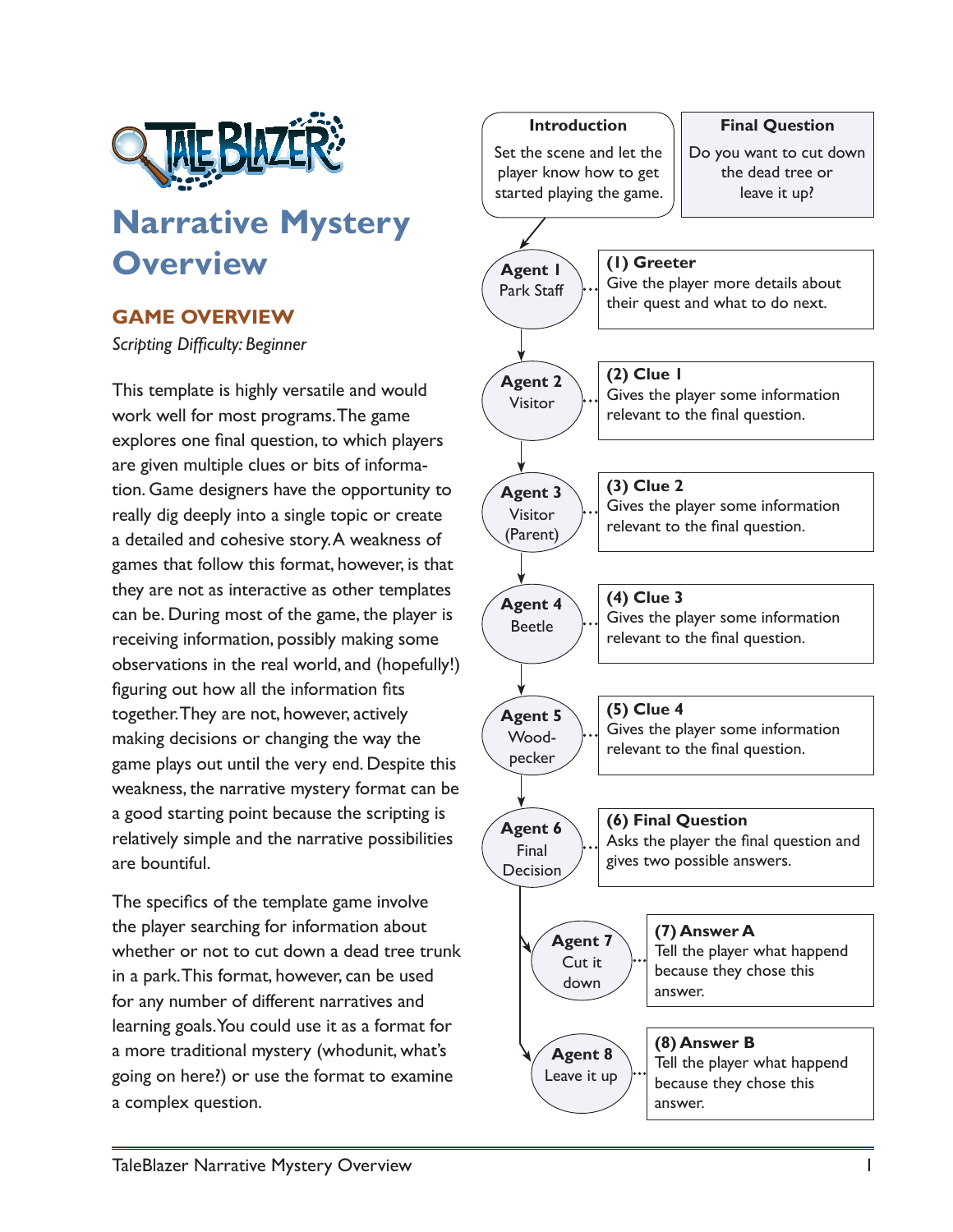TALE BLAZER

# Narrative Mystery Overview

## GAME OVERVIEW

*Scripting Difficulty: Beginner*

This template is highly versatile and would work well for most programs. The game explores one final question, to which players are given multiple clues or bits of information. Game designers have the opportunity to really dig deeply into a single topic or create a detailed and cohesive story. A weakness of games that follow this format, however, is that they are not as interactive as other templates can be. During most of the game, the player is receiving information, possibly making some observations in the real world, and (hopefully!) figuring out how all the information fits together. They are not, however, actively making decisions or changing the way the game plays out until the very end. Despite this weakness, the narrative mystery format can be a good starting point because the scripting is relatively simple and the narrative possibilities are bountiful.

The specifics of the template game involve the player searching for information about whether or not to cut down a dead tree trunk in a park. This format, however, can be used for any number of different narratives and learning goals. You could use it as a format for a more traditional mystery (whodunit, what's going on here?) or use the format to examine a complex question.

**Introduction**
Set the scene and let the player know how to get started playing the game.

**Final Question**
Do you want to cut down the dead tree or leave it up?

| Agent | Role |
| --- | --- |
| **Agent 1** Park Staff | **(1) Greeter** Give the player more details about their quest and what to do next. |
| **Agent 2** Visitor | **(2) Clue 1** Gives the player some information relevant to the final question. |
| **Agent 3** Visitor (Parent) | **(3) Clue 2** Gives the player some information relevant to the final question. |
| **Agent 4** Beetle | **(4) Clue 3** Gives the player some information relevant to the final question. |
| **Agent 5** Wood-pecker | **(5) Clue 4** Gives the player some information relevant to the final question. |
| **Agent 6** Final Decision | **(6) Final Question** Asks the player the final question and gives two possible answers. |
| **Agent 7** Cut it down | **(7) Answer A** Tell the player what happend because they chose this answer. |
| **Agent 8** Leave it up | **(8) Answer B** Tell the player what happend because they chose this answer. |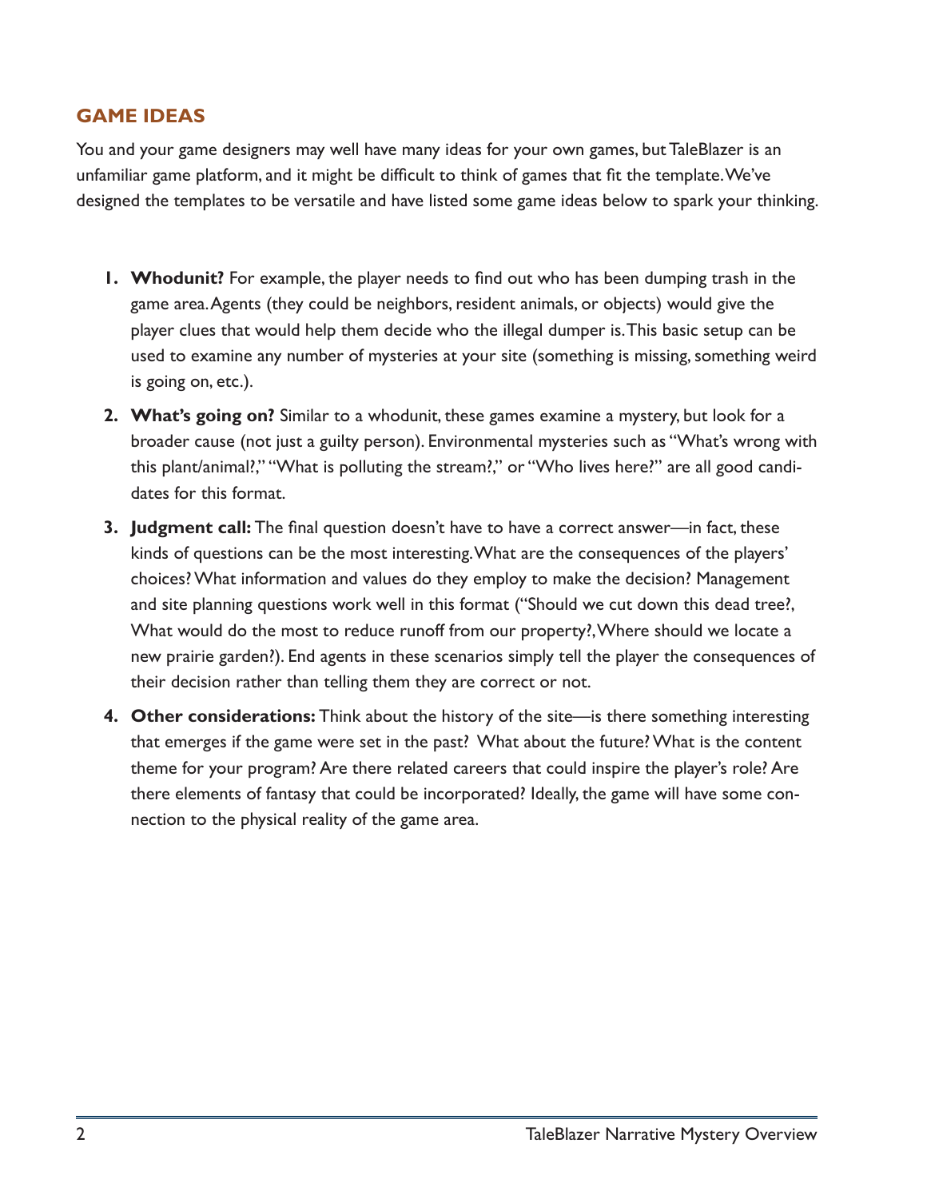## GAME IDEAS

You and your game designers may well have many ideas for your own games, but TaleBlazer is an unfamiliar game platform, and it might be difficult to think of games that fit the template. We've designed the templates to be versatile and have listed some game ideas below to spark your thinking.

1. **Whodunit?** For example, the player needs to find out who has been dumping trash in the game area. Agents (they could be neighbors, resident animals, or objects) would give the player clues that would help them decide who the illegal dumper is. This basic setup can be used to examine any number of mysteries at your site (something is missing, something weird is going on, etc.).
2. **What's going on?** Similar to a whodunit, these games examine a mystery, but look for a broader cause (not just a guilty person). Environmental mysteries such as "What's wrong with this plant/animal?," "What is polluting the stream?," or "Who lives here?" are all good candidates for this format.
3. **Judgment call:** The final question doesn't have to have a correct answer—in fact, these kinds of questions can be the most interesting. What are the consequences of the players' choices? What information and values do they employ to make the decision? Management and site planning questions work well in this format ("Should we cut down this dead tree?, What would do the most to reduce runoff from our property?, Where should we locate a new prairie garden?). End agents in these scenarios simply tell the player the consequences of their decision rather than telling them they are correct or not.
4. **Other considerations:** Think about the history of the site—is there something interesting that emerges if the game were set in the past? What about the future? What is the content theme for your program? Are there related careers that could inspire the player's role? Are there elements of fantasy that could be incorporated? Ideally, the game will have some connection to the physical reality of the game area.